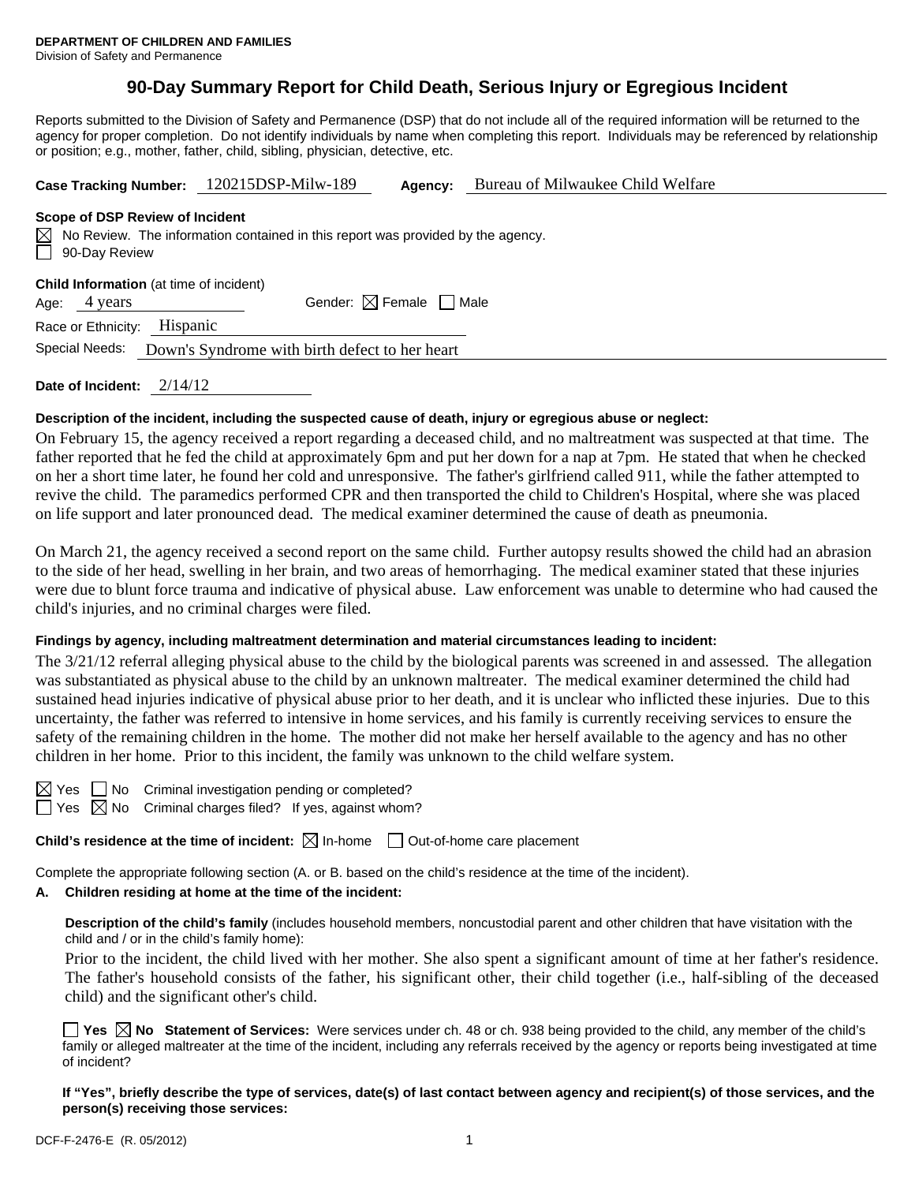**DEPARTMENT OF CHILDREN AND FAMILIES**
Division of Safety and Permanence

# 90-Day Summary Report for Child Death, Serious Injury or Egregious Incident

Reports submitted to the Division of Safety and Permanence (DSP) that do not include all of the required information will be returned to the agency for proper completion. Do not identify individuals by name when completing this report. Individuals may be referenced by relationship or position; e.g., mother, father, child, sibling, physician, detective, etc.

**Case Tracking Number:** 120215DSP-Milw-189 **Agency:** Bureau of Milwaukee Child Welfare

**Scope of DSP Review of Incident**

☒ No Review. The information contained in this report was provided by the agency.
☐ 90-Day Review

**Child Information** (at time of incident)

Age: 4 years Gender: ☒ Female ☐ Male

Race or Ethnicity: Hispanic

Special Needs: Down's Syndrome with birth defect to her heart

**Date of Incident:** 2/14/12

**Description of the incident, including the suspected cause of death, injury or egregious abuse or neglect:**

On February 15, the agency received a report regarding a deceased child, and no maltreatment was suspected at that time. The father reported that he fed the child at approximately 6pm and put her down for a nap at 7pm. He stated that when he checked on her a short time later, he found her cold and unresponsive. The father's girlfriend called 911, while the father attempted to revive the child. The paramedics performed CPR and then transported the child to Children's Hospital, where she was placed on life support and later pronounced dead. The medical examiner determined the cause of death as pneumonia.

On March 21, the agency received a second report on the same child. Further autopsy results showed the child had an abrasion to the side of her head, swelling in her brain, and two areas of hemorrhaging. The medical examiner stated that these injuries were due to blunt force trauma and indicative of physical abuse. Law enforcement was unable to determine who had caused the child's injuries, and no criminal charges were filed.

**Findings by agency, including maltreatment determination and material circumstances leading to incident:**

The 3/21/12 referral alleging physical abuse to the child by the biological parents was screened in and assessed. The allegation was substantiated as physical abuse to the child by an unknown maltreater. The medical examiner determined the child had sustained head injuries indicative of physical abuse prior to her death, and it is unclear who inflicted these injuries. Due to this uncertainty, the father was referred to intensive in home services, and his family is currently receiving services to ensure the safety of the remaining children in the home. The mother did not make her herself available to the agency and has no other children in her home. Prior to this incident, the family was unknown to the child welfare system.

☒ Yes ☐ No Criminal investigation pending or completed?
☐ Yes ☒ No Criminal charges filed? If yes, against whom?

**Child's residence at the time of incident:** ☒ In-home ☐ Out-of-home care placement

Complete the appropriate following section (A. or B. based on the child's residence at the time of the incident).

**A. Children residing at home at the time of the incident:**

**Description of the child's family** (includes household members, noncustodial parent and other children that have visitation with the child and / or in the child's family home):

Prior to the incident, the child lived with her mother. She also spent a significant amount of time at her father's residence. The father's household consists of the father, his significant other, their child together (i.e., half-sibling of the deceased child) and the significant other's child.

☐ **Yes** ☒ **No Statement of Services:** Were services under ch. 48 or ch. 938 being provided to the child, any member of the child's family or alleged maltreater at the time of the incident, including any referrals received by the agency or reports being investigated at time of incident?

**If "Yes", briefly describe the type of services, date(s) of last contact between agency and recipient(s) of those services, and the person(s) receiving those services:**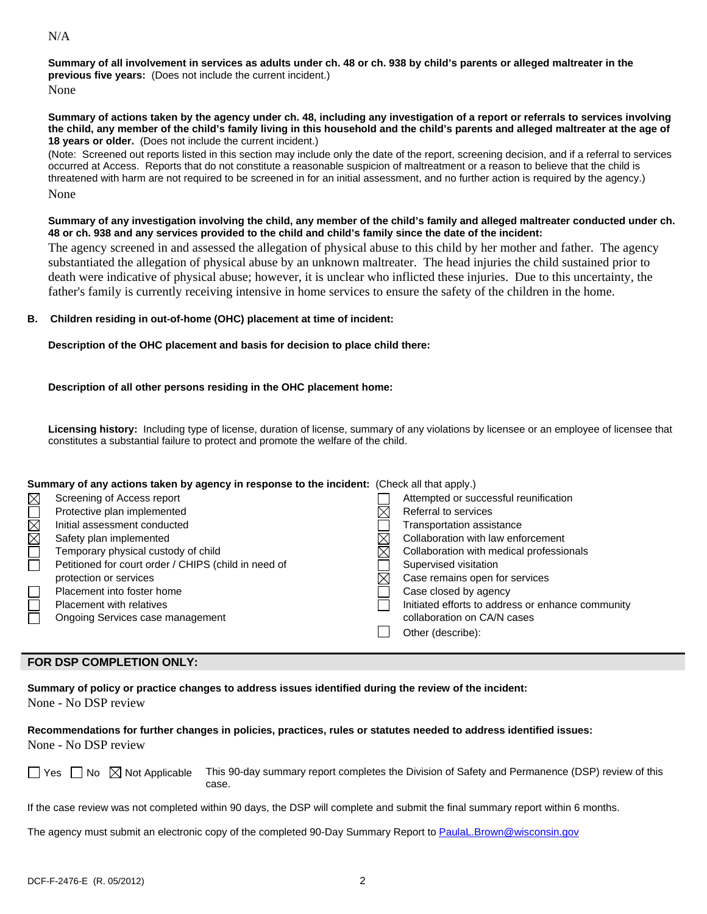N/A

**Summary of all involvement in services as adults under ch. 48 or ch. 938 by child's parents or alleged maltreater in the previous five years:** (Does not include the current incident.)

None

**Summary of actions taken by the agency under ch. 48, including any investigation of a report or referrals to services involving the child, any member of the child's family living in this household and the child's parents and alleged maltreater at the age of 18 years or older.** (Does not include the current incident.)

(Note: Screened out reports listed in this section may include only the date of the report, screening decision, and if a referral to services occurred at Access. Reports that do not constitute a reasonable suspicion of maltreatment or a reason to believe that the child is threatened with harm are not required to be screened in for an initial assessment, and no further action is required by the agency.)

None

**Summary of any investigation involving the child, any member of the child's family and alleged maltreater conducted under ch. 48 or ch. 938 and any services provided to the child and child's family since the date of the incident:**

The agency screened in and assessed the allegation of physical abuse to this child by her mother and father. The agency substantiated the allegation of physical abuse by an unknown maltreater. The head injuries the child sustained prior to death were indicative of physical abuse; however, it is unclear who inflicted these injuries. Due to this uncertainty, the father's family is currently receiving intensive in home services to ensure the safety of the children in the home.

**B. Children residing in out-of-home (OHC) placement at time of incident:**

**Description of the OHC placement and basis for decision to place child there:**

**Description of all other persons residing in the OHC placement home:**

**Licensing history:** Including type of license, duration of license, summary of any violations by licensee or an employee of licensee that constitutes a substantial failure to protect and promote the welfare of the child.

**Summary of any actions taken by agency in response to the incident:** (Check all that apply.)

- ☒ Screening of Access report
- ☐ Protective plan implemented
- ☒ Initial assessment conducted
- ☒ Safety plan implemented
- ☐ Temporary physical custody of child
- ☐ Petitioned for court order / CHIPS (child in need of protection or services
- ☐ Placement into foster home
- ☐ Placement with relatives
- ☐ Ongoing Services case management
- ☐ Attempted or successful reunification
- ☒ Referral to services
- ☐ Transportation assistance
- ☒ Collaboration with law enforcement
- ☒ Collaboration with medical professionals
- ☐ Supervised visitation
- ☒ Case remains open for services
- ☐ Case closed by agency
- ☐ Initiated efforts to address or enhance community collaboration on CA/N cases
- ☐ Other (describe):

## FOR DSP COMPLETION ONLY:

**Summary of policy or practice changes to address issues identified during the review of the incident:**

None - No DSP review

**Recommendations for further changes in policies, practices, rules or statutes needed to address identified issues:**

None - No DSP review

☐ Yes ☐ No ☒ Not Applicable This 90-day summary report completes the Division of Safety and Permanence (DSP) review of this case.

If the case review was not completed within 90 days, the DSP will complete and submit the final summary report within 6 months.

The agency must submit an electronic copy of the completed 90-Day Summary Report to PaulaL.Brown@wisconsin.gov

DCF-F-2476-E (R. 05/2012)